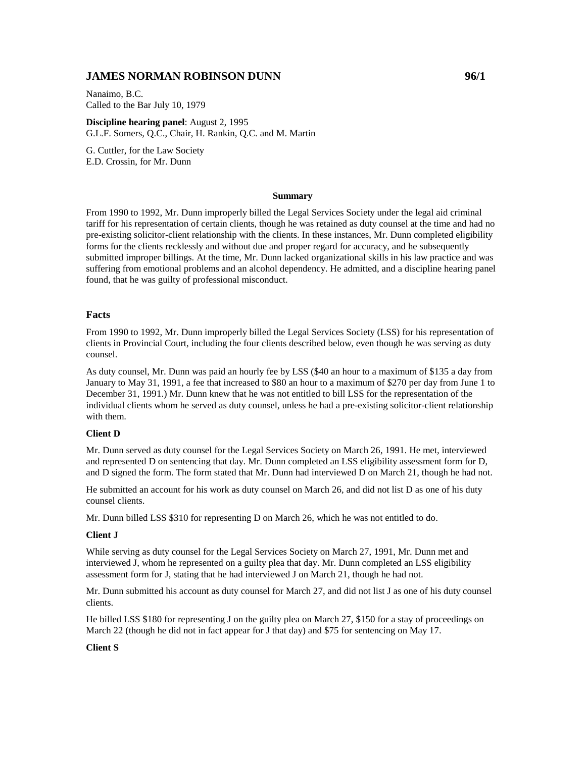## JAMES NORMAN ROBINSON DUNN 96/1

Nanaimo, B.C.
Called to the Bar July 10, 1979

**Discipline hearing panel**: August 2, 1995
G.L.F. Somers, Q.C., Chair, H. Rankin, Q.C. and M. Martin

G. Cuttler, for the Law Society
E.D. Crossin, for Mr. Dunn

**Summary**

From 1990 to 1992, Mr. Dunn improperly billed the Legal Services Society under the legal aid criminal tariff for his representation of certain clients, though he was retained as duty counsel at the time and had no pre-existing solicitor-client relationship with the clients. In these instances, Mr. Dunn completed eligibility forms for the clients recklessly and without due and proper regard for accuracy, and he subsequently submitted improper billings. At the time, Mr. Dunn lacked organizational skills in his law practice and was suffering from emotional problems and an alcohol dependency. He admitted, and a discipline hearing panel found, that he was guilty of professional misconduct.

### Facts

From 1990 to 1992, Mr. Dunn improperly billed the Legal Services Society (LSS) for his representation of clients in Provincial Court, including the four clients described below, even though he was serving as duty counsel.

As duty counsel, Mr. Dunn was paid an hourly fee by LSS ($40 an hour to a maximum of $135 a day from January to May 31, 1991, a fee that increased to $80 an hour to a maximum of $270 per day from June 1 to December 31, 1991.) Mr. Dunn knew that he was not entitled to bill LSS for the representation of the individual clients whom he served as duty counsel, unless he had a pre-existing solicitor-client relationship with them.

**Client D**

Mr. Dunn served as duty counsel for the Legal Services Society on March 26, 1991. He met, interviewed and represented D on sentencing that day. Mr. Dunn completed an LSS eligibility assessment form for D, and D signed the form. The form stated that Mr. Dunn had interviewed D on March 21, though he had not.

He submitted an account for his work as duty counsel on March 26, and did not list D as one of his duty counsel clients.

Mr. Dunn billed LSS $310 for representing D on March 26, which he was not entitled to do.

**Client J**

While serving as duty counsel for the Legal Services Society on March 27, 1991, Mr. Dunn met and interviewed J, whom he represented on a guilty plea that day. Mr. Dunn completed an LSS eligibility assessment form for J, stating that he had interviewed J on March 21, though he had not.

Mr. Dunn submitted his account as duty counsel for March 27, and did not list J as one of his duty counsel clients.

He billed LSS $180 for representing J on the guilty plea on March 27, $150 for a stay of proceedings on March 22 (though he did not in fact appear for J that day) and $75 for sentencing on May 17.

**Client S**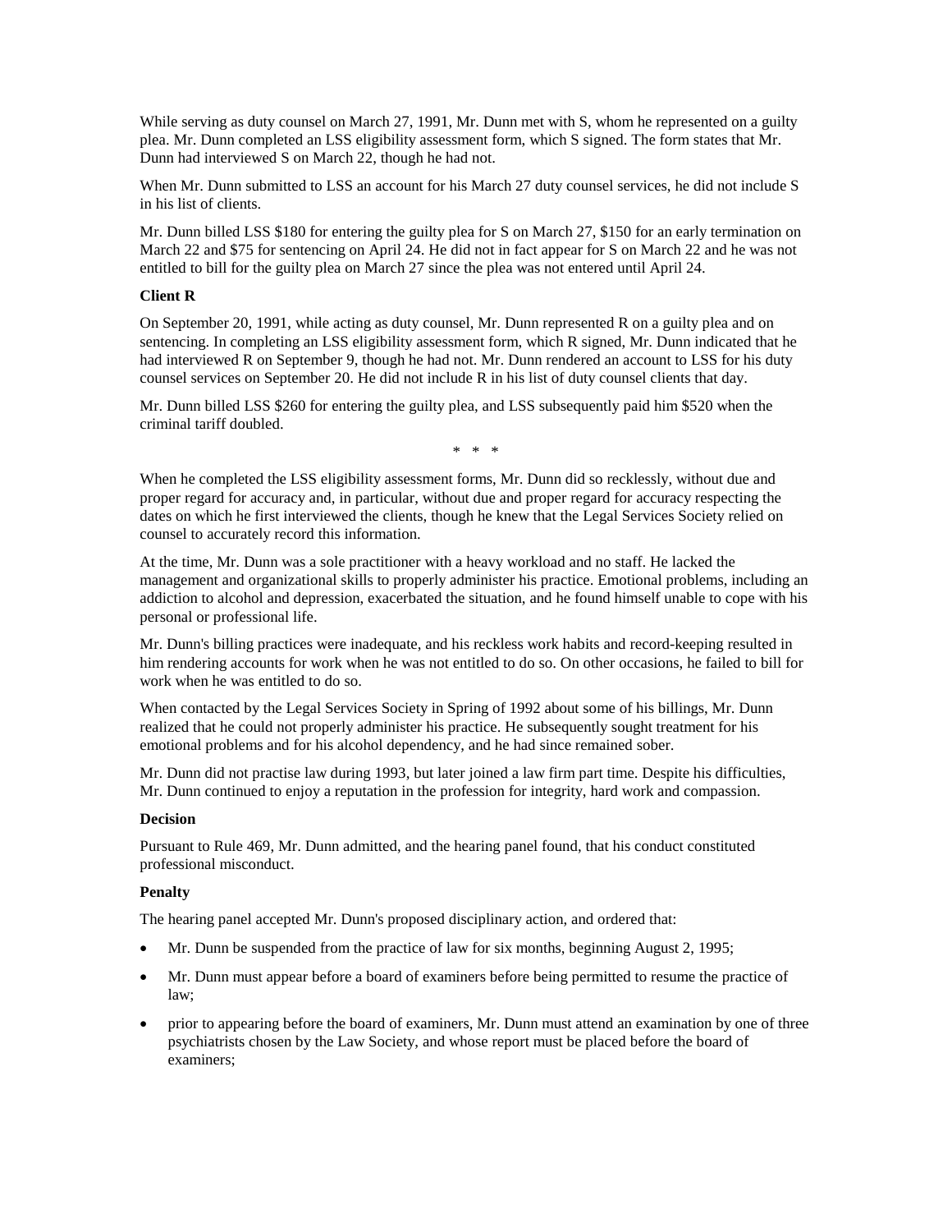While serving as duty counsel on March 27, 1991, Mr. Dunn met with S, whom he represented on a guilty plea. Mr. Dunn completed an LSS eligibility assessment form, which S signed. The form states that Mr. Dunn had interviewed S on March 22, though he had not.

When Mr. Dunn submitted to LSS an account for his March 27 duty counsel services, he did not include S in his list of clients.

Mr. Dunn billed LSS $180 for entering the guilty plea for S on March 27, $150 for an early termination on March 22 and $75 for sentencing on April 24. He did not in fact appear for S on March 22 and he was not entitled to bill for the guilty plea on March 27 since the plea was not entered until April 24.

**Client R**

On September 20, 1991, while acting as duty counsel, Mr. Dunn represented R on a guilty plea and on sentencing. In completing an LSS eligibility assessment form, which R signed, Mr. Dunn indicated that he had interviewed R on September 9, though he had not. Mr. Dunn rendered an account to LSS for his duty counsel services on September 20. He did not include R in his list of duty counsel clients that day.

Mr. Dunn billed LSS $260 for entering the guilty plea, and LSS subsequently paid him $520 when the criminal tariff doubled.

\* \* \*

When he completed the LSS eligibility assessment forms, Mr. Dunn did so recklessly, without due and proper regard for accuracy and, in particular, without due and proper regard for accuracy respecting the dates on which he first interviewed the clients, though he knew that the Legal Services Society relied on counsel to accurately record this information.

At the time, Mr. Dunn was a sole practitioner with a heavy workload and no staff. He lacked the management and organizational skills to properly administer his practice. Emotional problems, including an addiction to alcohol and depression, exacerbated the situation, and he found himself unable to cope with his personal or professional life.

Mr. Dunn's billing practices were inadequate, and his reckless work habits and record-keeping resulted in him rendering accounts for work when he was not entitled to do so. On other occasions, he failed to bill for work when he was entitled to do so.

When contacted by the Legal Services Society in Spring of 1992 about some of his billings, Mr. Dunn realized that he could not properly administer his practice. He subsequently sought treatment for his emotional problems and for his alcohol dependency, and he had since remained sober.

Mr. Dunn did not practise law during 1993, but later joined a law firm part time. Despite his difficulties, Mr. Dunn continued to enjoy a reputation in the profession for integrity, hard work and compassion.

**Decision**

Pursuant to Rule 469, Mr. Dunn admitted, and the hearing panel found, that his conduct constituted professional misconduct.

**Penalty**

The hearing panel accepted Mr. Dunn's proposed disciplinary action, and ordered that:

- Mr. Dunn be suspended from the practice of law for six months, beginning August 2, 1995;
- Mr. Dunn must appear before a board of examiners before being permitted to resume the practice of law;
- prior to appearing before the board of examiners, Mr. Dunn must attend an examination by one of three psychiatrists chosen by the Law Society, and whose report must be placed before the board of examiners;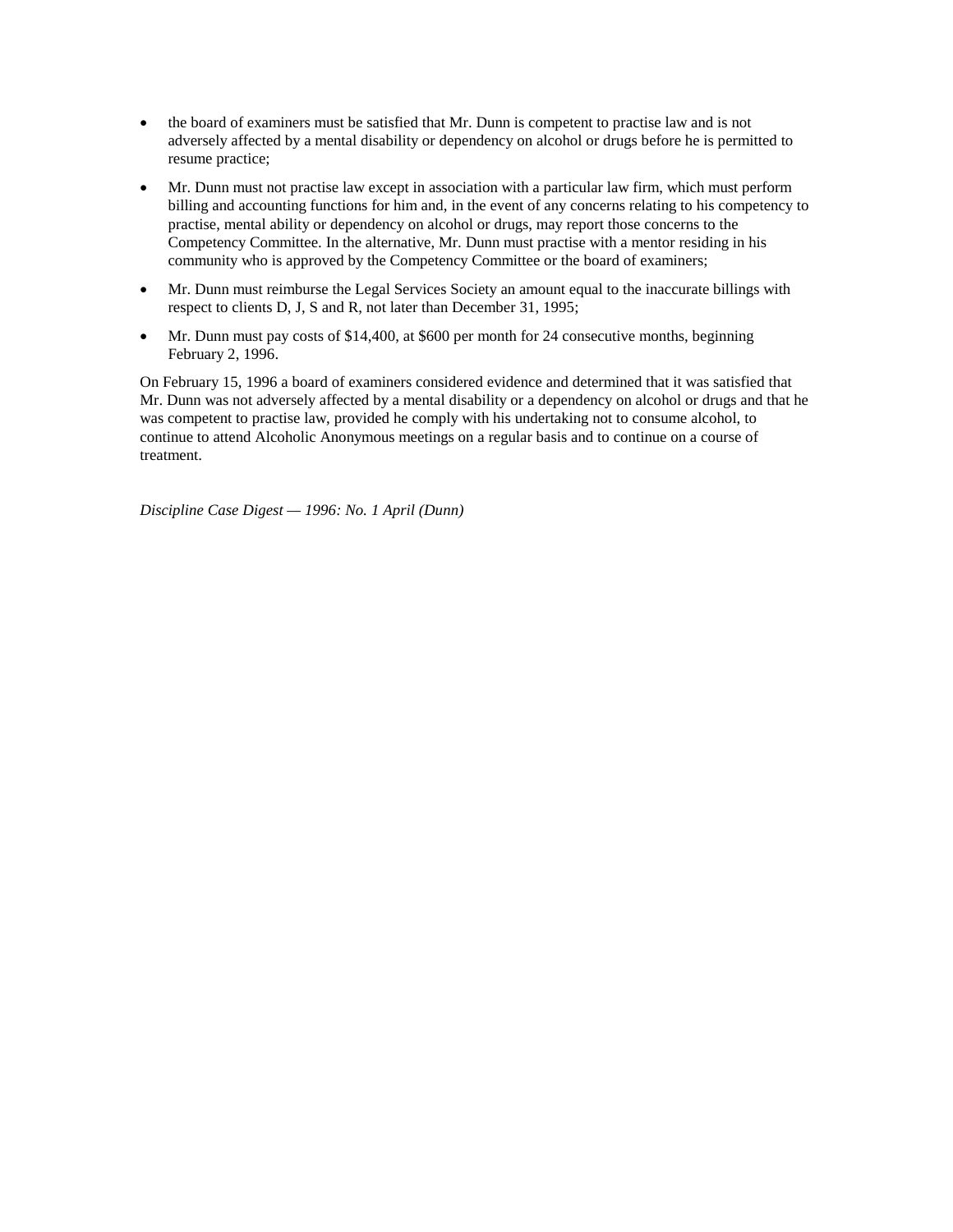- the board of examiners must be satisfied that Mr. Dunn is competent to practise law and is not adversely affected by a mental disability or dependency on alcohol or drugs before he is permitted to resume practice;
- Mr. Dunn must not practise law except in association with a particular law firm, which must perform billing and accounting functions for him and, in the event of any concerns relating to his competency to practise, mental ability or dependency on alcohol or drugs, may report those concerns to the Competency Committee. In the alternative, Mr. Dunn must practise with a mentor residing in his community who is approved by the Competency Committee or the board of examiners;
- Mr. Dunn must reimburse the Legal Services Society an amount equal to the inaccurate billings with respect to clients D, J, S and R, not later than December 31, 1995;
- Mr. Dunn must pay costs of $14,400, at $600 per month for 24 consecutive months, beginning February 2, 1996.

On February 15, 1996 a board of examiners considered evidence and determined that it was satisfied that Mr. Dunn was not adversely affected by a mental disability or a dependency on alcohol or drugs and that he was competent to practise law, provided he comply with his undertaking not to consume alcohol, to continue to attend Alcoholic Anonymous meetings on a regular basis and to continue on a course of treatment.

*Discipline Case Digest — 1996: No. 1 April (Dunn)*